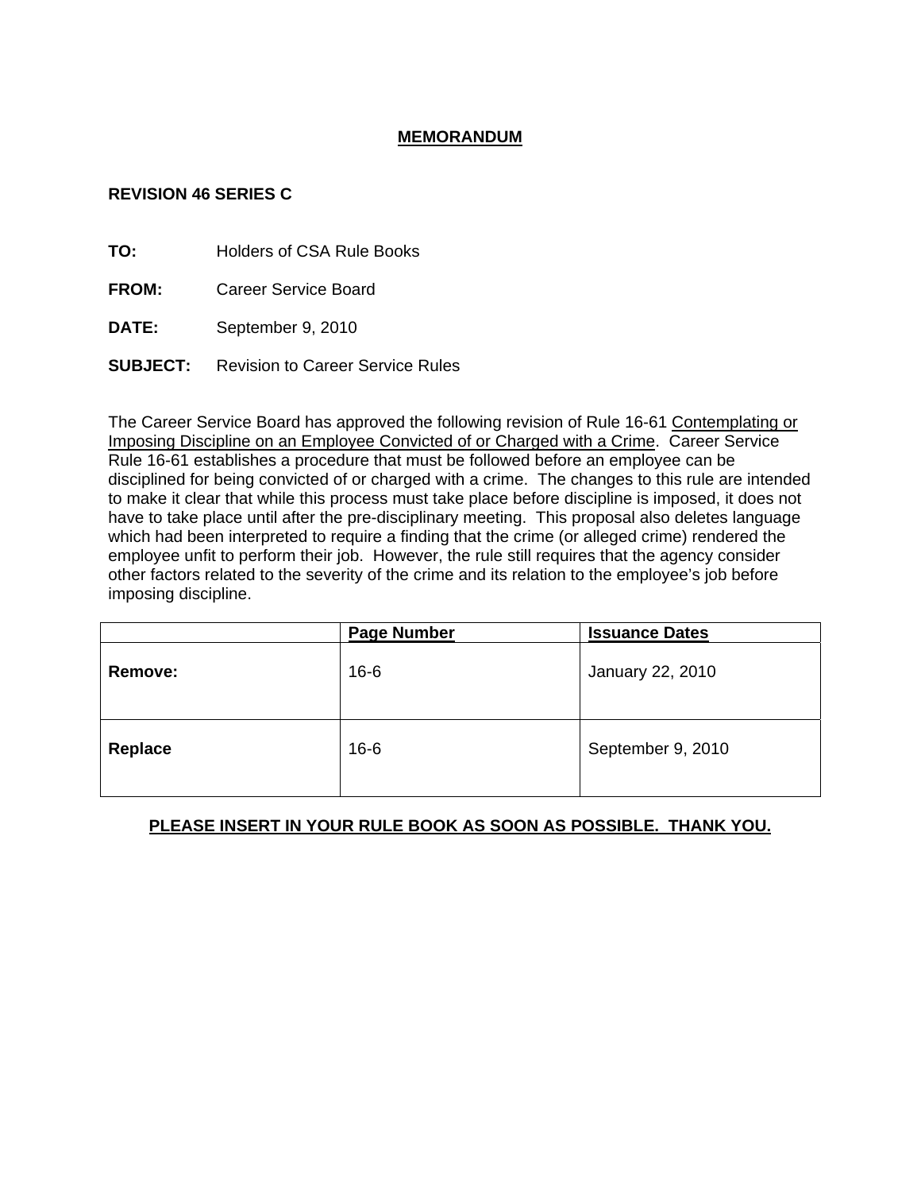# MEMORANDUM

**REVISION 46 SERIES C**

**TO:** Holders of CSA Rule Books

**FROM:** Career Service Board

**DATE:** September 9, 2010

**SUBJECT:** Revision to Career Service Rules

The Career Service Board has approved the following revision of Rule 16-61 Contemplating or Imposing Discipline on an Employee Convicted of or Charged with a Crime. Career Service Rule 16-61 establishes a procedure that must be followed before an employee can be disciplined for being convicted of or charged with a crime. The changes to this rule are intended to make it clear that while this process must take place before discipline is imposed, it does not have to take place until after the pre-disciplinary meeting. This proposal also deletes language which had been interpreted to require a finding that the crime (or alleged crime) rendered the employee unfit to perform their job. However, the rule still requires that the agency consider other factors related to the severity of the crime and its relation to the employee's job before imposing discipline.

| | Page Number | Issuance Dates |
|---|---|---|
| **Remove:** | 16-6 | January 22, 2010 |
| **Replace** | 16-6 | September 9, 2010 |

**PLEASE INSERT IN YOUR RULE BOOK AS SOON AS POSSIBLE. THANK YOU.**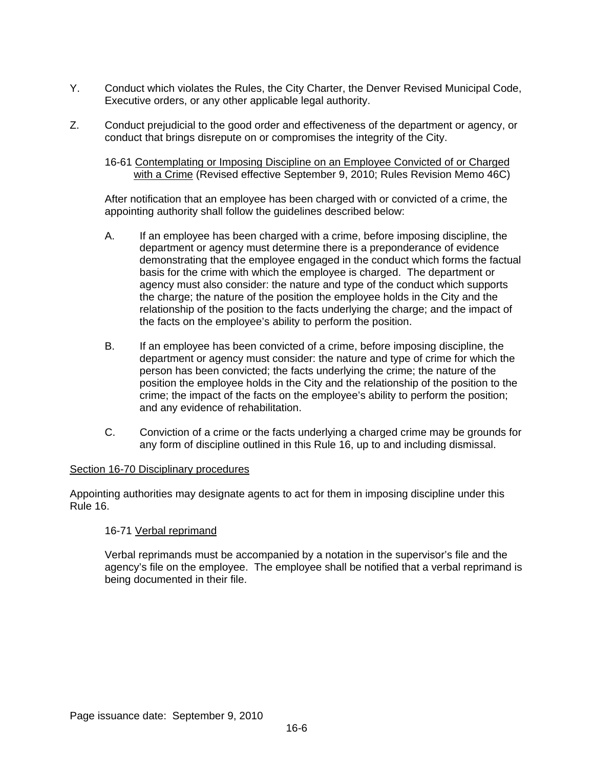Y. Conduct which violates the Rules, the City Charter, the Denver Revised Municipal Code, Executive orders, or any other applicable legal authority.

Z. Conduct prejudicial to the good order and effectiveness of the department or agency, or conduct that brings disrepute on or compromises the integrity of the City.

16-61 Contemplating or Imposing Discipline on an Employee Convicted of or Charged with a Crime (Revised effective September 9, 2010; Rules Revision Memo 46C)

After notification that an employee has been charged with or convicted of a crime, the appointing authority shall follow the guidelines described below:

A. If an employee has been charged with a crime, before imposing discipline, the department or agency must determine there is a preponderance of evidence demonstrating that the employee engaged in the conduct which forms the factual basis for the crime with which the employee is charged. The department or agency must also consider: the nature and type of the conduct which supports the charge; the nature of the position the employee holds in the City and the relationship of the position to the facts underlying the charge; and the impact of the facts on the employee's ability to perform the position.

B. If an employee has been convicted of a crime, before imposing discipline, the department or agency must consider: the nature and type of crime for which the person has been convicted; the facts underlying the crime; the nature of the position the employee holds in the City and the relationship of the position to the crime; the impact of the facts on the employee's ability to perform the position; and any evidence of rehabilitation.

C. Conviction of a crime or the facts underlying a charged crime may be grounds for any form of discipline outlined in this Rule 16, up to and including dismissal.

## Section 16-70 Disciplinary procedures

Appointing authorities may designate agents to act for them in imposing discipline under this Rule 16.

16-71 Verbal reprimand

Verbal reprimands must be accompanied by a notation in the supervisor's file and the agency's file on the employee. The employee shall be notified that a verbal reprimand is being documented in their file.

Page issuance date: September 9, 2010